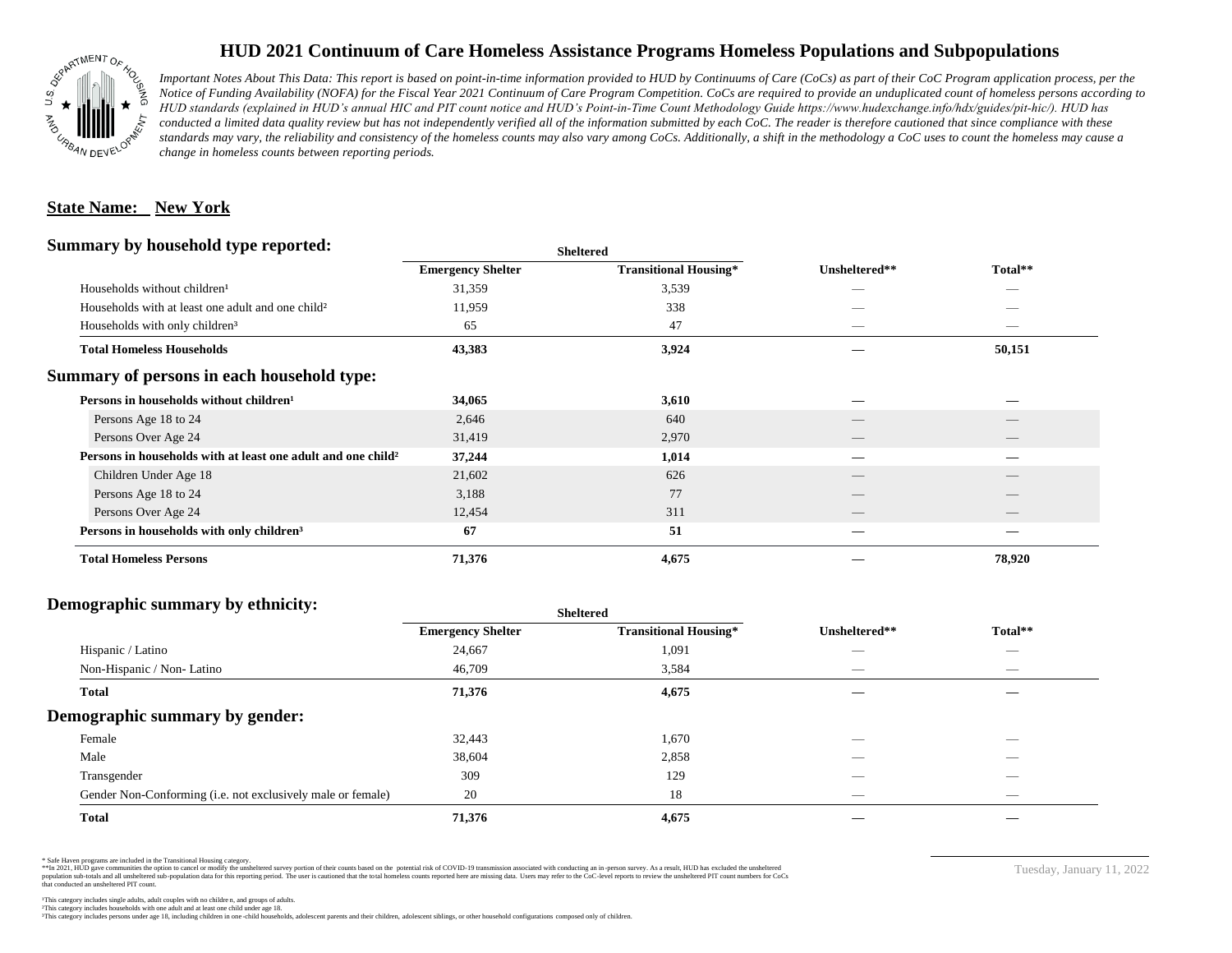# HUD 2021 Continuum of Care Homeless Assistance Programs Homeless Populations and Subpopulations

*Important Notes About This Data: This report is based on point-in-time information provided to HUD by Continuums of Care (CoCs) as part of their CoC Program application process, per the Notice of Funding Availability (NOFA) for the Fiscal Year 2021 Continuum of Care Program Competition. CoCs are required to provide an unduplicated count of homeless persons according to HUD standards (explained in HUD's annual HIC and PIT count notice and HUD's Point-in-Time Count Methodology Guide https://www.hudexchange.info/hdx/guides/pit-hic/). HUD has conducted a limited data quality review but has not independently verified all of the information submitted by each CoC. The reader is therefore cautioned that since compliance with these standards may vary, the reliability and consistency of the homeless counts may also vary among CoCs. Additionally, a shift in the methodology a CoC uses to count the homeless may cause a change in homeless counts between reporting periods.*

## State Name: New York

### Summary by household type reported:

| | Sheltered | | | |
|---|---|---|---|---|
| | Emergency Shelter | Transitional Housing* | Unsheltered** | Total** |
| Households without children[1] | 31,359 | 3,539 | — | — |
| Households with at least one adult and one child[2] | 11,959 | 338 | — | — |
| Households with only children[3] | 65 | 47 | — | — |
| **Total Homeless Households** | **43,383** | **3,924** | **—** | **50,151** |

### Summary of persons in each household type:

| | Emergency Shelter | Transitional Housing* | Unsheltered** | Total** |
|---|---|---|---|---|
| **Persons in households without children[1]** | **34,065** | **3,610** | **—** | **—** |
| Persons Age 18 to 24 | 2,646 | 640 | — | — |
| Persons Over Age 24 | 31,419 | 2,970 | — | — |
| **Persons in households with at least one adult and one child[2]** | **37,244** | **1,014** | **—** | **—** |
| Children Under Age 18 | 21,602 | 626 | — | — |
| Persons Age 18 to 24 | 3,188 | 77 | — | — |
| Persons Over Age 24 | 12,454 | 311 | — | — |
| **Persons in households with only children[3]** | **67** | **51** | **—** | **—** |
| **Total Homeless Persons** | **71,376** | **4,675** | **—** | **78,920** |

### Demographic summary by ethnicity:

| | Sheltered | | | |
|---|---|---|---|---|
| | Emergency Shelter | Transitional Housing* | Unsheltered** | Total** |
| Hispanic / Latino | 24,667 | 1,091 | — | — |
| Non-Hispanic / Non- Latino | 46,709 | 3,584 | — | — |
| **Total** | **71,376** | **4,675** | **—** | **—** |

### Demographic summary by gender:

| | Emergency Shelter | Transitional Housing* | Unsheltered** | Total** |
|---|---|---|---|---|
| Female | 32,443 | 1,670 | — | — |
| Male | 38,604 | 2,858 | — | — |
| Transgender | 309 | 129 | — | — |
| Gender Non-Conforming (i.e. not exclusively male or female) | 20 | 18 | — | — |
| **Total** | **71,376** | **4,675** | **—** | **—** |

\* Safe Haven programs are included in the Transitional Housing category.
**In 2021, HUD gave communities the option to cancel or modify the unsheltered survey portion of their counts based on the potential risk of COVID-19 transmission associated with conducting an in-person survey. As a result, HUD has excluded the unsheltered population sub-totals and all unsheltered sub-population data for this reporting period. The user is cautioned that the total homeless counts reported here are missing data. Users may refer to the CoC-level reports to review the unsheltered PIT count numbers for CoCs that conducted an unsheltered PIT count.

[1]This category includes single adults, adult couples with no children, and groups of adults.
[2]This category includes households with one adult and at least one child under age 18.
[3]This category includes persons under age 18, including children in one-child households, adolescent parents and their children, adolescent siblings, or other household configurations composed only of children.

Tuesday, January 11, 2022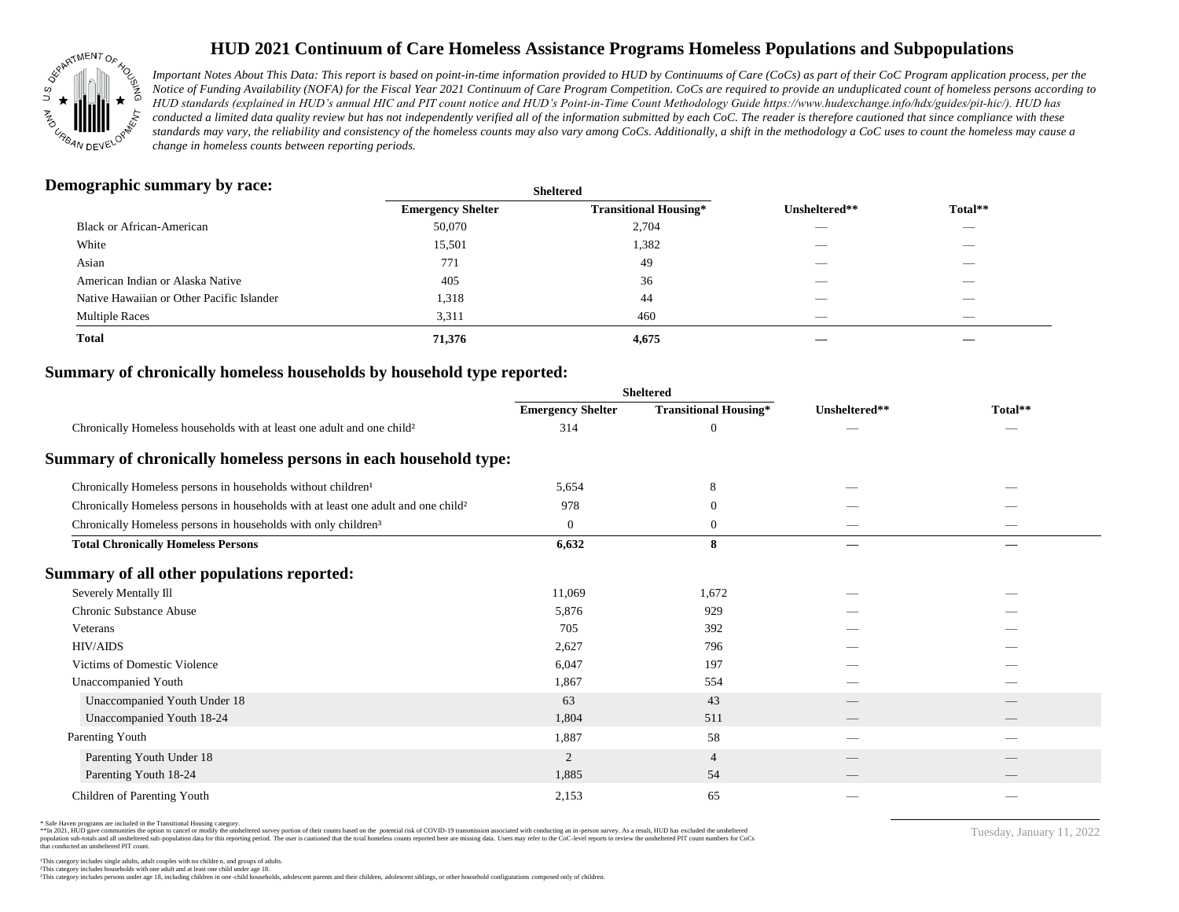# HUD 2021 Continuum of Care Homeless Assistance Programs Homeless Populations and Subpopulations

*Important Notes About This Data: This report is based on point-in-time information provided to HUD by Continuums of Care (CoCs) as part of their CoC Program application process, per the Notice of Funding Availability (NOFA) for the Fiscal Year 2021 Continuum of Care Program Competition. CoCs are required to provide an unduplicated count of homeless persons according to HUD standards (explained in HUD's annual HIC and PIT count notice and HUD's Point-in-Time Count Methodology Guide https://www.hudexchange.info/hdx/guides/pit-hic/). HUD has conducted a limited data quality review but has not independently verified all of the information submitted by each CoC. The reader is therefore cautioned that since compliance with these standards may vary, the reliability and consistency of the homeless counts may also vary among CoCs. Additionally, a shift in the methodology a CoC uses to count the homeless may cause a change in homeless counts between reporting periods.*

## Demographic summary by race:

| | Sheltered | | | |
|---|---|---|---|---|
| | **Emergency Shelter** | **Transitional Housing*** | **Unsheltered**** | **Total**** |
| Black or African-American | 50,070 | 2,704 | — | — |
| White | 15,501 | 1,382 | — | — |
| Asian | 771 | 49 | — | — |
| American Indian or Alaska Native | 405 | 36 | — | — |
| Native Hawaiian or Other Pacific Islander | 1,318 | 44 | — | — |
| Multiple Races | 3,311 | 460 | — | — |
| **Total** | **71,376** | **4,675** | **—** | **—** |

## Summary of chronically homeless households by household type reported:

| | Sheltered | | | |
|---|---|---|---|---|
| | **Emergency Shelter** | **Transitional Housing*** | **Unsheltered**** | **Total**** |
| Chronically Homeless households with at least one adult and one child[2] | 314 | 0 | — | — |

## Summary of chronically homeless persons in each household type:

| | Emergency Shelter | Transitional Housing* | Unsheltered** | Total** |
|---|---|---|---|---|
| Chronically Homeless persons in households without children[1] | 5,654 | 8 | — | — |
| Chronically Homeless persons in households with at least one adult and one child[2] | 978 | 0 | — | — |
| Chronically Homeless persons in households with only children[3] | 0 | 0 | — | — |
| **Total Chronically Homeless Persons** | **6,632** | **8** | **—** | **—** |

## Summary of all other populations reported:

| | Emergency Shelter | Transitional Housing* | Unsheltered** | Total** |
|---|---|---|---|---|
| Severely Mentally Ill | 11,069 | 1,672 | — | — |
| Chronic Substance Abuse | 5,876 | 929 | — | — |
| Veterans | 705 | 392 | — | — |
| HIV/AIDS | 2,627 | 796 | — | — |
| Victims of Domestic Violence | 6,047 | 197 | — | — |
| Unaccompanied Youth | 1,867 | 554 | — | — |
| Unaccompanied Youth Under 18 | 63 | 43 | — | — |
| Unaccompanied Youth 18-24 | 1,804 | 511 | — | — |
| Parenting Youth | 1,887 | 58 | — | — |
| Parenting Youth Under 18 | 2 | 4 | — | — |
| Parenting Youth 18-24 | 1,885 | 54 | — | — |
| Children of Parenting Youth | 2,153 | 65 | — | — |

* Safe Haven programs are included in the Transitional Housing category.
**In 2021, HUD gave communities the option to cancel or modify the unsheltered survey portion of their counts based on the potential risk of COVID-19 transmission associated with conducting an in-person survey. As a result, HUD has excluded the unsheltered population sub-totals and all unsheltered sub-population data for this reporting period. The user is cautioned that the total homeless counts reported here are missing data. Users may refer to the CoC-level reports to review the unsheltered PIT count numbers for CoCs that conducted an unsheltered PIT count.

Tuesday, January 11, 2022

[1]This category includes single adults, adult couples with no children, and groups of adults.
[2]This category includes households with one adult and at least one child under age 18.
[3]This category includes persons under age 18, including children in one-child households, adolescent parents and their children, adolescent siblings, or other household configurations composed only of children.